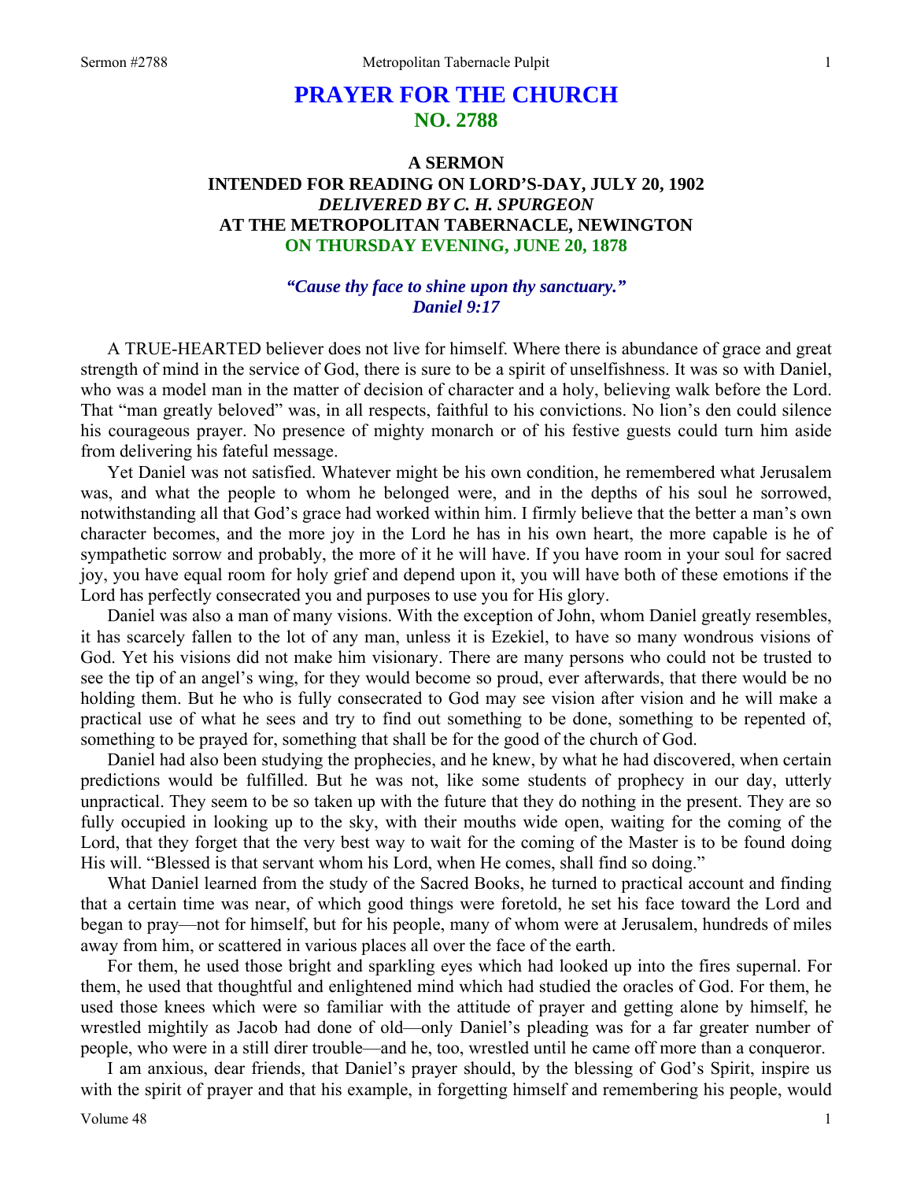# PRAYER FOR THE CHURCH
## NO. 2788

### A SERMON
### INTENDED FOR READING ON LORD'S-DAY, JULY 20, 1902
### *DELIVERED BY C. H. SPURGEON*
### AT THE METROPOLITAN TABERNACLE, NEWINGTON
### ON THURSDAY EVENING, JUNE 20, 1878

***"Cause thy face to shine upon thy sanctuary."***
***Daniel 9:17***

A TRUE-HEARTED believer does not live for himself. Where there is abundance of grace and great strength of mind in the service of God, there is sure to be a spirit of unselfishness. It was so with Daniel, who was a model man in the matter of decision of character and a holy, believing walk before the Lord. That "man greatly beloved" was, in all respects, faithful to his convictions. No lion's den could silence his courageous prayer. No presence of mighty monarch or of his festive guests could turn him aside from delivering his fateful message.

Yet Daniel was not satisfied. Whatever might be his own condition, he remembered what Jerusalem was, and what the people to whom he belonged were, and in the depths of his soul he sorrowed, notwithstanding all that God's grace had worked within him. I firmly believe that the better a man's own character becomes, and the more joy in the Lord he has in his own heart, the more capable is he of sympathetic sorrow and probably, the more of it he will have. If you have room in your soul for sacred joy, you have equal room for holy grief and depend upon it, you will have both of these emotions if the Lord has perfectly consecrated you and purposes to use you for His glory.

Daniel was also a man of many visions. With the exception of John, whom Daniel greatly resembles, it has scarcely fallen to the lot of any man, unless it is Ezekiel, to have so many wondrous visions of God. Yet his visions did not make him visionary. There are many persons who could not be trusted to see the tip of an angel's wing, for they would become so proud, ever afterwards, that there would be no holding them. But he who is fully consecrated to God may see vision after vision and he will make a practical use of what he sees and try to find out something to be done, something to be repented of, something to be prayed for, something that shall be for the good of the church of God.

Daniel had also been studying the prophecies, and he knew, by what he had discovered, when certain predictions would be fulfilled. But he was not, like some students of prophecy in our day, utterly unpractical. They seem to be so taken up with the future that they do nothing in the present. They are so fully occupied in looking up to the sky, with their mouths wide open, waiting for the coming of the Lord, that they forget that the very best way to wait for the coming of the Master is to be found doing His will. "Blessed is that servant whom his Lord, when He comes, shall find so doing."

What Daniel learned from the study of the Sacred Books, he turned to practical account and finding that a certain time was near, of which good things were foretold, he set his face toward the Lord and began to pray—not for himself, but for his people, many of whom were at Jerusalem, hundreds of miles away from him, or scattered in various places all over the face of the earth.

For them, he used those bright and sparkling eyes which had looked up into the fires supernal. For them, he used that thoughtful and enlightened mind which had studied the oracles of God. For them, he used those knees which were so familiar with the attitude of prayer and getting alone by himself, he wrestled mightily as Jacob had done of old—only Daniel's pleading was for a far greater number of people, who were in a still direr trouble—and he, too, wrestled until he came off more than a conqueror.

I am anxious, dear friends, that Daniel's prayer should, by the blessing of God's Spirit, inspire us with the spirit of prayer and that his example, in forgetting himself and remembering his people, would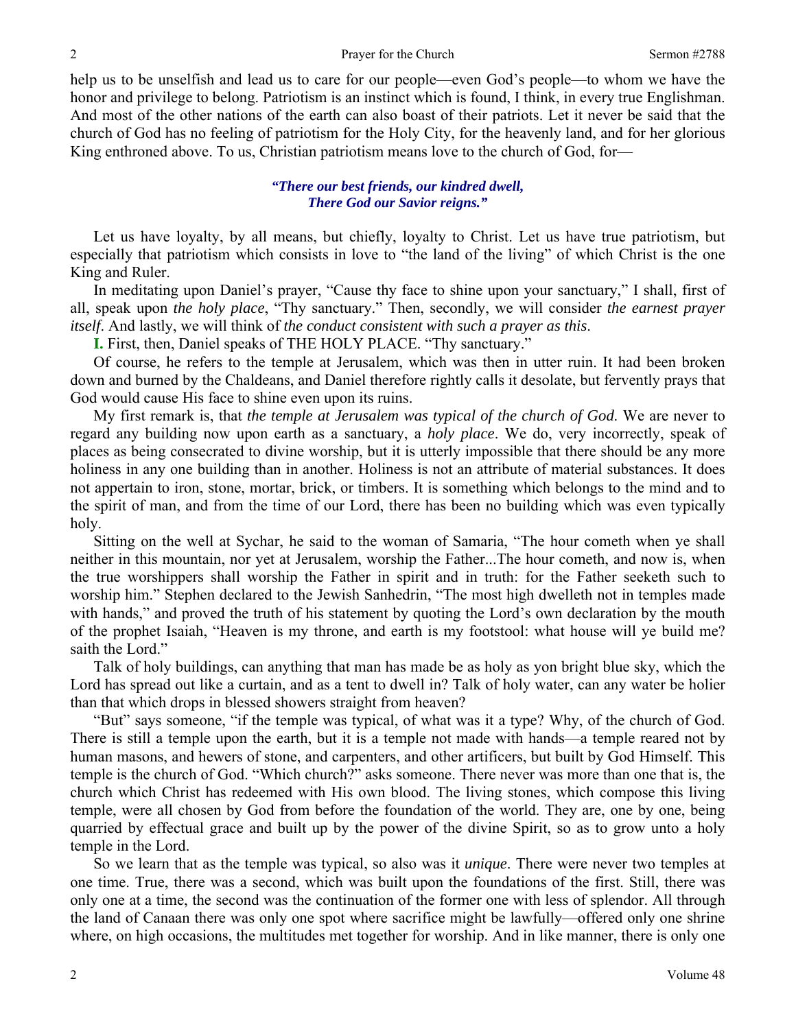help us to be unselfish and lead us to care for our people—even God's people—to whom we have the honor and privilege to belong. Patriotism is an instinct which is found, I think, in every true Englishman. And most of the other nations of the earth can also boast of their patriots. Let it never be said that the church of God has no feeling of patriotism for the Holy City, for the heavenly land, and for her glorious King enthroned above. To us, Christian patriotism means love to the church of God, for—

> ***"There our best friends, our kindred dwell,***
> ***There God our Savior reigns."***

Let us have loyalty, by all means, but chiefly, loyalty to Christ. Let us have true patriotism, but especially that patriotism which consists in love to "the land of the living" of which Christ is the one King and Ruler.

In meditating upon Daniel's prayer, "Cause thy face to shine upon your sanctuary," I shall, first of all, speak upon *the holy place*, "Thy sanctuary." Then, secondly, we will consider *the earnest prayer itself*. And lastly, we will think of *the conduct consistent with such a prayer as this*.

**I.** First, then, Daniel speaks of THE HOLY PLACE. "Thy sanctuary."

Of course, he refers to the temple at Jerusalem, which was then in utter ruin. It had been broken down and burned by the Chaldeans, and Daniel therefore rightly calls it desolate, but fervently prays that God would cause His face to shine even upon its ruins.

My first remark is, that *the temple at Jerusalem was typical of the church of God.* We are never to regard any building now upon earth as a sanctuary, a *holy place*. We do, very incorrectly, speak of places as being consecrated to divine worship, but it is utterly impossible that there should be any more holiness in any one building than in another. Holiness is not an attribute of material substances. It does not appertain to iron, stone, mortar, brick, or timbers. It is something which belongs to the mind and to the spirit of man, and from the time of our Lord, there has been no building which was even typically holy.

Sitting on the well at Sychar, he said to the woman of Samaria, "The hour cometh when ye shall neither in this mountain, nor yet at Jerusalem, worship the Father...The hour cometh, and now is, when the true worshippers shall worship the Father in spirit and in truth: for the Father seeketh such to worship him." Stephen declared to the Jewish Sanhedrin, "The most high dwelleth not in temples made with hands," and proved the truth of his statement by quoting the Lord's own declaration by the mouth of the prophet Isaiah, "Heaven is my throne, and earth is my footstool: what house will ye build me? saith the Lord."

Talk of holy buildings, can anything that man has made be as holy as yon bright blue sky, which the Lord has spread out like a curtain, and as a tent to dwell in? Talk of holy water, can any water be holier than that which drops in blessed showers straight from heaven?

"But" says someone, "if the temple was typical, of what was it a type? Why, of the church of God. There is still a temple upon the earth, but it is a temple not made with hands—a temple reared not by human masons, and hewers of stone, and carpenters, and other artificers, but built by God Himself. This temple is the church of God. "Which church?" asks someone. There never was more than one that is, the church which Christ has redeemed with His own blood. The living stones, which compose this living temple, were all chosen by God from before the foundation of the world. They are, one by one, being quarried by effectual grace and built up by the power of the divine Spirit, so as to grow unto a holy temple in the Lord.

So we learn that as the temple was typical, so also was it *unique*. There were never two temples at one time. True, there was a second, which was built upon the foundations of the first. Still, there was only one at a time, the second was the continuation of the former one with less of splendor. All through the land of Canaan there was only one spot where sacrifice might be lawfully—offered only one shrine where, on high occasions, the multitudes met together for worship. And in like manner, there is only one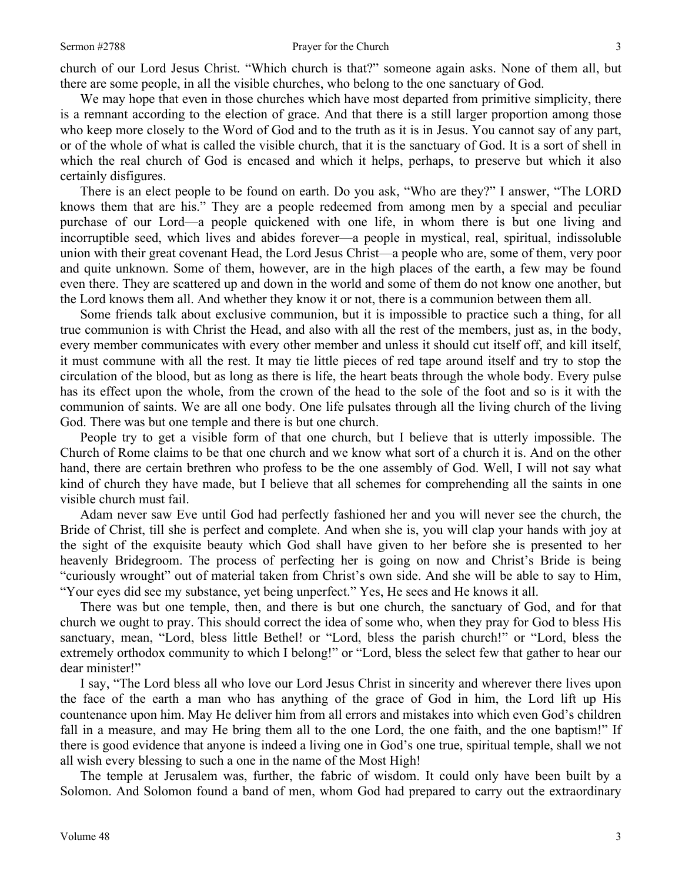church of our Lord Jesus Christ. "Which church is that?" someone again asks. None of them all, but there are some people, in all the visible churches, who belong to the one sanctuary of God.

We may hope that even in those churches which have most departed from primitive simplicity, there is a remnant according to the election of grace. And that there is a still larger proportion among those who keep more closely to the Word of God and to the truth as it is in Jesus. You cannot say of any part, or of the whole of what is called the visible church, that it is the sanctuary of God. It is a sort of shell in which the real church of God is encased and which it helps, perhaps, to preserve but which it also certainly disfigures.

There is an elect people to be found on earth. Do you ask, "Who are they?" I answer, "The LORD knows them that are his." They are a people redeemed from among men by a special and peculiar purchase of our Lord—a people quickened with one life, in whom there is but one living and incorruptible seed, which lives and abides forever—a people in mystical, real, spiritual, indissoluble union with their great covenant Head, the Lord Jesus Christ—a people who are, some of them, very poor and quite unknown. Some of them, however, are in the high places of the earth, a few may be found even there. They are scattered up and down in the world and some of them do not know one another, but the Lord knows them all. And whether they know it or not, there is a communion between them all.

Some friends talk about exclusive communion, but it is impossible to practice such a thing, for all true communion is with Christ the Head, and also with all the rest of the members, just as, in the body, every member communicates with every other member and unless it should cut itself off, and kill itself, it must commune with all the rest. It may tie little pieces of red tape around itself and try to stop the circulation of the blood, but as long as there is life, the heart beats through the whole body. Every pulse has its effect upon the whole, from the crown of the head to the sole of the foot and so is it with the communion of saints. We are all one body. One life pulsates through all the living church of the living God. There was but one temple and there is but one church.

People try to get a visible form of that one church, but I believe that is utterly impossible. The Church of Rome claims to be that one church and we know what sort of a church it is. And on the other hand, there are certain brethren who profess to be the one assembly of God. Well, I will not say what kind of church they have made, but I believe that all schemes for comprehending all the saints in one visible church must fail.

Adam never saw Eve until God had perfectly fashioned her and you will never see the church, the Bride of Christ, till she is perfect and complete. And when she is, you will clap your hands with joy at the sight of the exquisite beauty which God shall have given to her before she is presented to her heavenly Bridegroom. The process of perfecting her is going on now and Christ's Bride is being "curiously wrought" out of material taken from Christ's own side. And she will be able to say to Him, "Your eyes did see my substance, yet being unperfect." Yes, He sees and He knows it all.

There was but one temple, then, and there is but one church, the sanctuary of God, and for that church we ought to pray. This should correct the idea of some who, when they pray for God to bless His sanctuary, mean, "Lord, bless little Bethel! or "Lord, bless the parish church!" or "Lord, bless the extremely orthodox community to which I belong!" or "Lord, bless the select few that gather to hear our dear minister!"

I say, "The Lord bless all who love our Lord Jesus Christ in sincerity and wherever there lives upon the face of the earth a man who has anything of the grace of God in him, the Lord lift up His countenance upon him. May He deliver him from all errors and mistakes into which even God's children fall in a measure, and may He bring them all to the one Lord, the one faith, and the one baptism!" If there is good evidence that anyone is indeed a living one in God's one true, spiritual temple, shall we not all wish every blessing to such a one in the name of the Most High!

The temple at Jerusalem was, further, the fabric of wisdom. It could only have been built by a Solomon. And Solomon found a band of men, whom God had prepared to carry out the extraordinary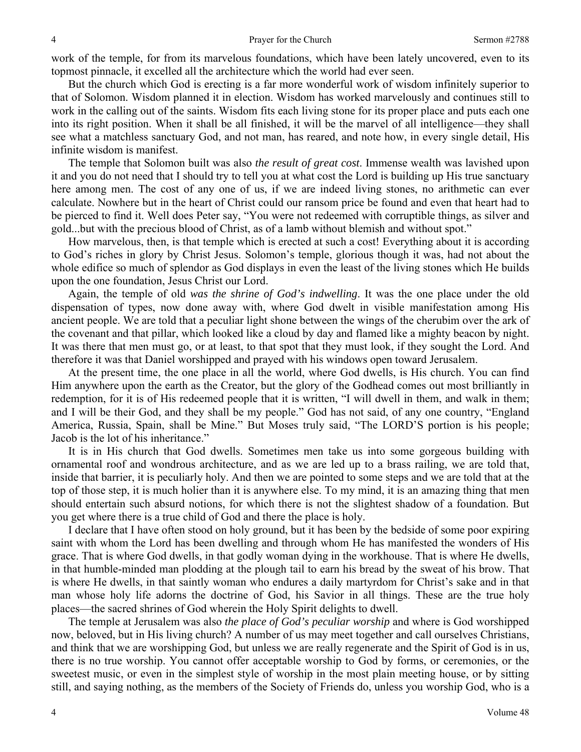work of the temple, for from its marvelous foundations, which have been lately uncovered, even to its topmost pinnacle, it excelled all the architecture which the world had ever seen.

But the church which God is erecting is a far more wonderful work of wisdom infinitely superior to that of Solomon. Wisdom planned it in election. Wisdom has worked marvelously and continues still to work in the calling out of the saints. Wisdom fits each living stone for its proper place and puts each one into its right position. When it shall be all finished, it will be the marvel of all intelligence—they shall see what a matchless sanctuary God, and not man, has reared, and note how, in every single detail, His infinite wisdom is manifest.

The temple that Solomon built was also *the result of great cost*. Immense wealth was lavished upon it and you do not need that I should try to tell you at what cost the Lord is building up His true sanctuary here among men. The cost of any one of us, if we are indeed living stones, no arithmetic can ever calculate. Nowhere but in the heart of Christ could our ransom price be found and even that heart had to be pierced to find it. Well does Peter say, "You were not redeemed with corruptible things, as silver and gold...but with the precious blood of Christ, as of a lamb without blemish and without spot."

How marvelous, then, is that temple which is erected at such a cost! Everything about it is according to God's riches in glory by Christ Jesus. Solomon's temple, glorious though it was, had not about the whole edifice so much of splendor as God displays in even the least of the living stones which He builds upon the one foundation, Jesus Christ our Lord.

Again, the temple of old *was the shrine of God's indwelling*. It was the one place under the old dispensation of types, now done away with, where God dwelt in visible manifestation among His ancient people. We are told that a peculiar light shone between the wings of the cherubim over the ark of the covenant and that pillar, which looked like a cloud by day and flamed like a mighty beacon by night. It was there that men must go, or at least, to that spot that they must look, if they sought the Lord. And therefore it was that Daniel worshipped and prayed with his windows open toward Jerusalem.

At the present time, the one place in all the world, where God dwells, is His church. You can find Him anywhere upon the earth as the Creator, but the glory of the Godhead comes out most brilliantly in redemption, for it is of His redeemed people that it is written, "I will dwell in them, and walk in them; and I will be their God, and they shall be my people." God has not said, of any one country, "England America, Russia, Spain, shall be Mine." But Moses truly said, "The LORD'S portion is his people; Jacob is the lot of his inheritance."

It is in His church that God dwells. Sometimes men take us into some gorgeous building with ornamental roof and wondrous architecture, and as we are led up to a brass railing, we are told that, inside that barrier, it is peculiarly holy. And then we are pointed to some steps and we are told that at the top of those step, it is much holier than it is anywhere else. To my mind, it is an amazing thing that men should entertain such absurd notions, for which there is not the slightest shadow of a foundation. But you get where there is a true child of God and there the place is holy.

I declare that I have often stood on holy ground, but it has been by the bedside of some poor expiring saint with whom the Lord has been dwelling and through whom He has manifested the wonders of His grace. That is where God dwells, in that godly woman dying in the workhouse. That is where He dwells, in that humble-minded man plodding at the plough tail to earn his bread by the sweat of his brow. That is where He dwells, in that saintly woman who endures a daily martyrdom for Christ's sake and in that man whose holy life adorns the doctrine of God, his Savior in all things. These are the true holy places—the sacred shrines of God wherein the Holy Spirit delights to dwell.

The temple at Jerusalem was also *the place of God's peculiar worship* and where is God worshipped now, beloved, but in His living church? A number of us may meet together and call ourselves Christians, and think that we are worshipping God, but unless we are really regenerate and the Spirit of God is in us, there is no true worship. You cannot offer acceptable worship to God by forms, or ceremonies, or the sweetest music, or even in the simplest style of worship in the most plain meeting house, or by sitting still, and saying nothing, as the members of the Society of Friends do, unless you worship God, who is a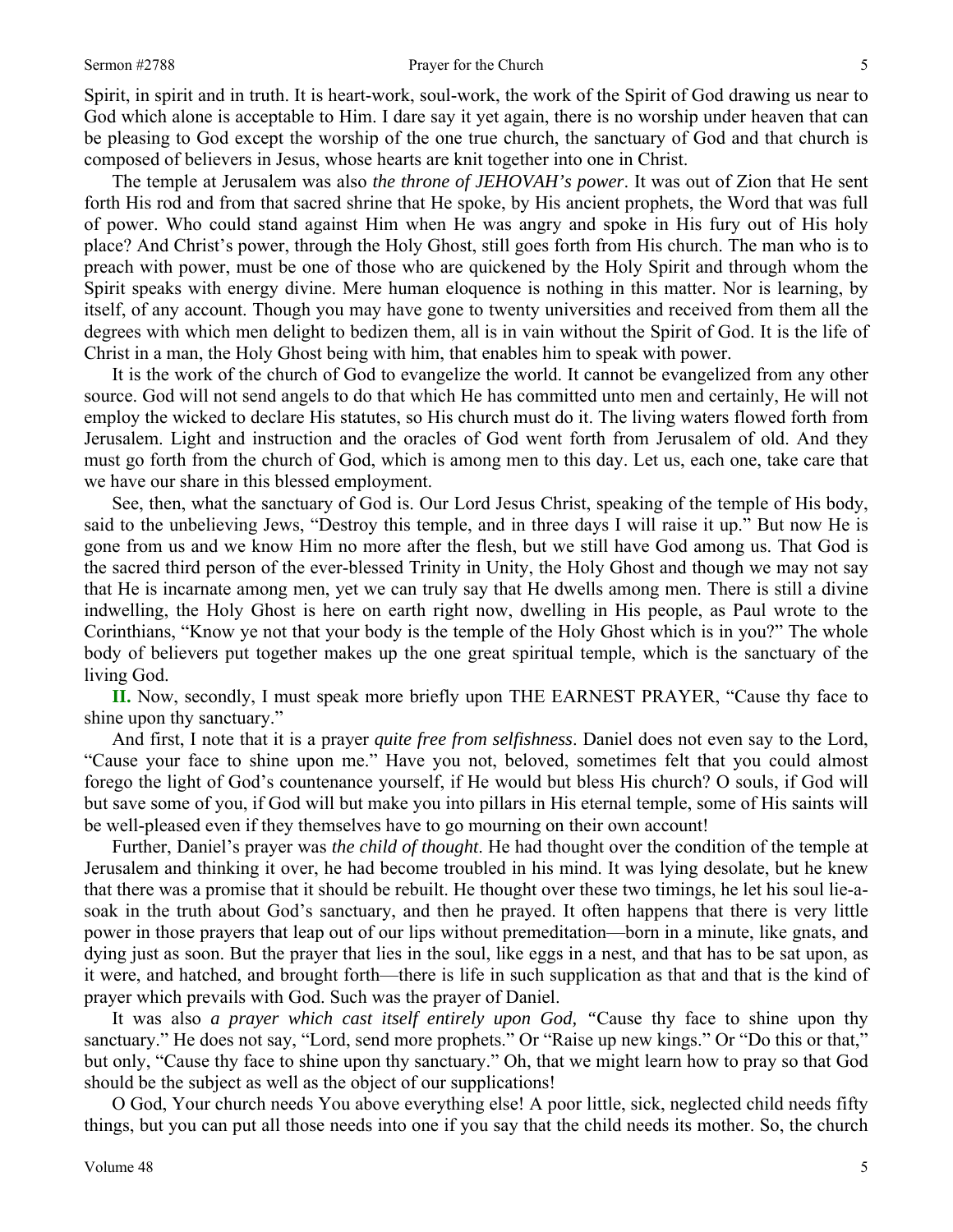Spirit, in spirit and in truth. It is heart-work, soul-work, the work of the Spirit of God drawing us near to God which alone is acceptable to Him. I dare say it yet again, there is no worship under heaven that can be pleasing to God except the worship of the one true church, the sanctuary of God and that church is composed of believers in Jesus, whose hearts are knit together into one in Christ.

The temple at Jerusalem was also *the throne of JEHOVAH's power*. It was out of Zion that He sent forth His rod and from that sacred shrine that He spoke, by His ancient prophets, the Word that was full of power. Who could stand against Him when He was angry and spoke in His fury out of His holy place? And Christ's power, through the Holy Ghost, still goes forth from His church. The man who is to preach with power, must be one of those who are quickened by the Holy Spirit and through whom the Spirit speaks with energy divine. Mere human eloquence is nothing in this matter. Nor is learning, by itself, of any account. Though you may have gone to twenty universities and received from them all the degrees with which men delight to bedizen them, all is in vain without the Spirit of God. It is the life of Christ in a man, the Holy Ghost being with him, that enables him to speak with power.

It is the work of the church of God to evangelize the world. It cannot be evangelized from any other source. God will not send angels to do that which He has committed unto men and certainly, He will not employ the wicked to declare His statutes, so His church must do it. The living waters flowed forth from Jerusalem. Light and instruction and the oracles of God went forth from Jerusalem of old. And they must go forth from the church of God, which is among men to this day. Let us, each one, take care that we have our share in this blessed employment.

See, then, what the sanctuary of God is. Our Lord Jesus Christ, speaking of the temple of His body, said to the unbelieving Jews, "Destroy this temple, and in three days I will raise it up." But now He is gone from us and we know Him no more after the flesh, but we still have God among us. That God is the sacred third person of the ever-blessed Trinity in Unity, the Holy Ghost and though we may not say that He is incarnate among men, yet we can truly say that He dwells among men. There is still a divine indwelling, the Holy Ghost is here on earth right now, dwelling in His people, as Paul wrote to the Corinthians, "Know ye not that your body is the temple of the Holy Ghost which is in you?" The whole body of believers put together makes up the one great spiritual temple, which is the sanctuary of the living God.

**II.** Now, secondly, I must speak more briefly upon THE EARNEST PRAYER, "Cause thy face to shine upon thy sanctuary."

And first, I note that it is a prayer *quite free from selfishness*. Daniel does not even say to the Lord, "Cause your face to shine upon me." Have you not, beloved, sometimes felt that you could almost forego the light of God's countenance yourself, if He would but bless His church? O souls, if God will but save some of you, if God will but make you into pillars in His eternal temple, some of His saints will be well-pleased even if they themselves have to go mourning on their own account!

Further, Daniel's prayer was *the child of thought*. He had thought over the condition of the temple at Jerusalem and thinking it over, he had become troubled in his mind. It was lying desolate, but he knew that there was a promise that it should be rebuilt. He thought over these two timings, he let his soul lie-a-soak in the truth about God's sanctuary, and then he prayed. It often happens that there is very little power in those prayers that leap out of our lips without premeditation—born in a minute, like gnats, and dying just as soon. But the prayer that lies in the soul, like eggs in a nest, and that has to be sat upon, as it were, and hatched, and brought forth—there is life in such supplication as that and that is the kind of prayer which prevails with God. Such was the prayer of Daniel.

It was also *a prayer which cast itself entirely upon God,* "Cause thy face to shine upon thy sanctuary." He does not say, "Lord, send more prophets." Or "Raise up new kings." Or "Do this or that," but only, "Cause thy face to shine upon thy sanctuary." Oh, that we might learn how to pray so that God should be the subject as well as the object of our supplications!

O God, Your church needs You above everything else! A poor little, sick, neglected child needs fifty things, but you can put all those needs into one if you say that the child needs its mother. So, the church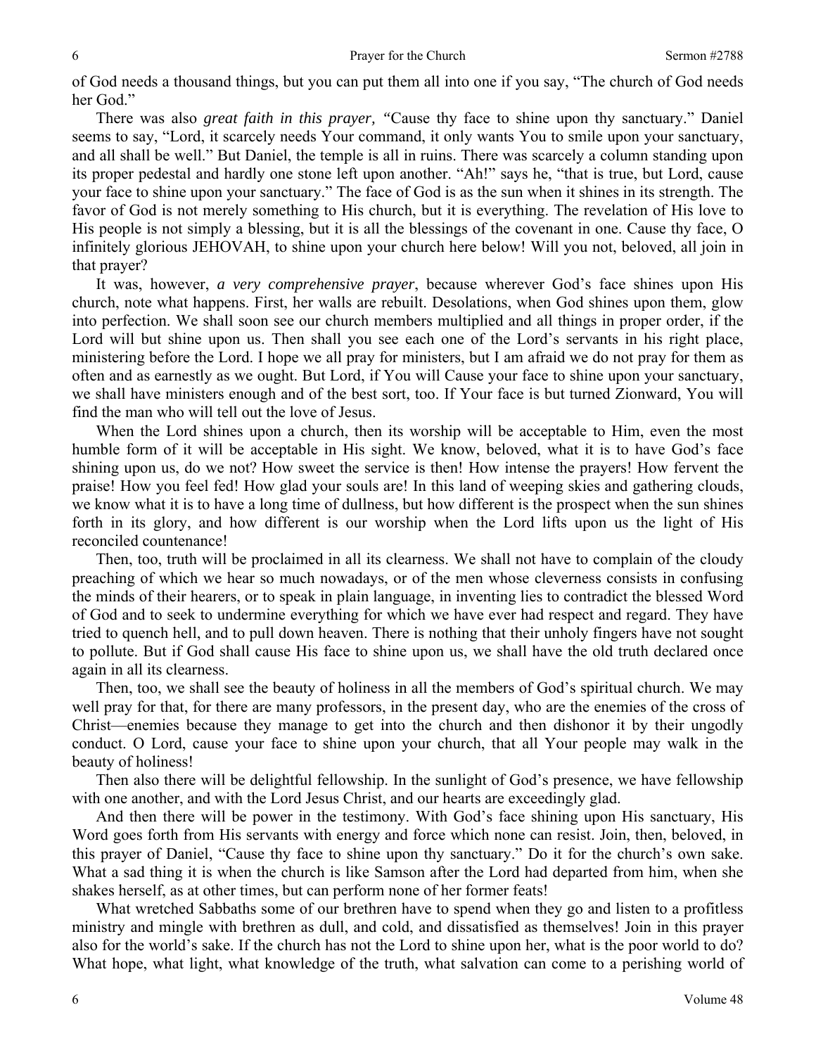of God needs a thousand things, but you can put them all into one if you say, "The church of God needs her God."

There was also *great faith in this prayer, "*Cause thy face to shine upon thy sanctuary." Daniel seems to say, "Lord, it scarcely needs Your command, it only wants You to smile upon your sanctuary, and all shall be well." But Daniel, the temple is all in ruins. There was scarcely a column standing upon its proper pedestal and hardly one stone left upon another. "Ah!" says he, "that is true, but Lord, cause your face to shine upon your sanctuary." The face of God is as the sun when it shines in its strength. The favor of God is not merely something to His church, but it is everything. The revelation of His love to His people is not simply a blessing, but it is all the blessings of the covenant in one. Cause thy face, O infinitely glorious JEHOVAH, to shine upon your church here below! Will you not, beloved, all join in that prayer?

It was, however, *a very comprehensive prayer*, because wherever God's face shines upon His church, note what happens. First, her walls are rebuilt. Desolations, when God shines upon them, glow into perfection. We shall soon see our church members multiplied and all things in proper order, if the Lord will but shine upon us. Then shall you see each one of the Lord's servants in his right place, ministering before the Lord. I hope we all pray for ministers, but I am afraid we do not pray for them as often and as earnestly as we ought. But Lord, if You will Cause your face to shine upon your sanctuary, we shall have ministers enough and of the best sort, too. If Your face is but turned Zionward, You will find the man who will tell out the love of Jesus.

When the Lord shines upon a church, then its worship will be acceptable to Him, even the most humble form of it will be acceptable in His sight. We know, beloved, what it is to have God's face shining upon us, do we not? How sweet the service is then! How intense the prayers! How fervent the praise! How you feel fed! How glad your souls are! In this land of weeping skies and gathering clouds, we know what it is to have a long time of dullness, but how different is the prospect when the sun shines forth in its glory, and how different is our worship when the Lord lifts upon us the light of His reconciled countenance!

Then, too, truth will be proclaimed in all its clearness. We shall not have to complain of the cloudy preaching of which we hear so much nowadays, or of the men whose cleverness consists in confusing the minds of their hearers, or to speak in plain language, in inventing lies to contradict the blessed Word of God and to seek to undermine everything for which we have ever had respect and regard. They have tried to quench hell, and to pull down heaven. There is nothing that their unholy fingers have not sought to pollute. But if God shall cause His face to shine upon us, we shall have the old truth declared once again in all its clearness.

Then, too, we shall see the beauty of holiness in all the members of God's spiritual church. We may well pray for that, for there are many professors, in the present day, who are the enemies of the cross of Christ—enemies because they manage to get into the church and then dishonor it by their ungodly conduct. O Lord, cause your face to shine upon your church, that all Your people may walk in the beauty of holiness!

Then also there will be delightful fellowship. In the sunlight of God's presence, we have fellowship with one another, and with the Lord Jesus Christ, and our hearts are exceedingly glad.

And then there will be power in the testimony. With God's face shining upon His sanctuary, His Word goes forth from His servants with energy and force which none can resist. Join, then, beloved, in this prayer of Daniel, "Cause thy face to shine upon thy sanctuary." Do it for the church's own sake. What a sad thing it is when the church is like Samson after the Lord had departed from him, when she shakes herself, as at other times, but can perform none of her former feats!

What wretched Sabbaths some of our brethren have to spend when they go and listen to a profitless ministry and mingle with brethren as dull, and cold, and dissatisfied as themselves! Join in this prayer also for the world's sake. If the church has not the Lord to shine upon her, what is the poor world to do? What hope, what light, what knowledge of the truth, what salvation can come to a perishing world of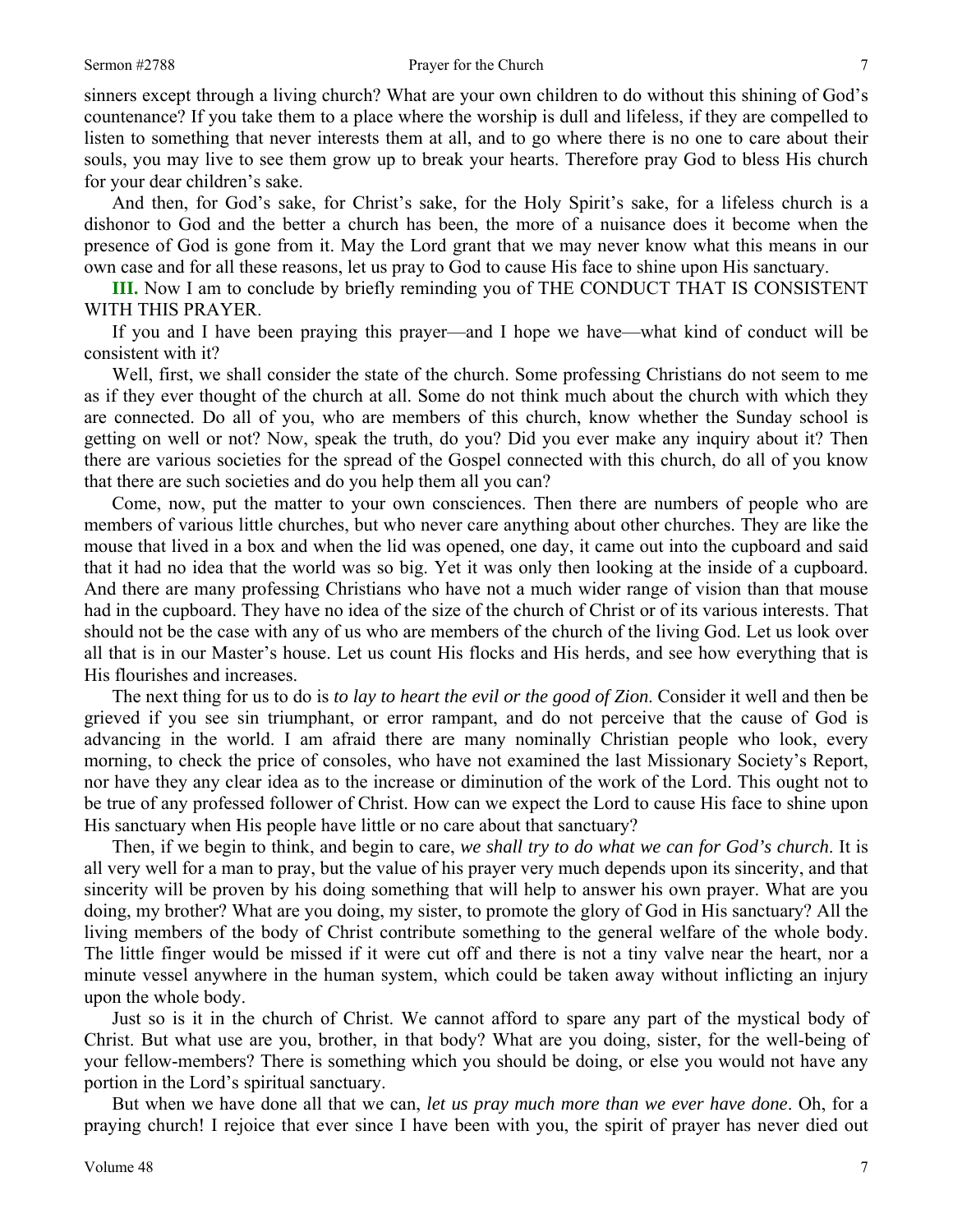sinners except through a living church? What are your own children to do without this shining of God's countenance? If you take them to a place where the worship is dull and lifeless, if they are compelled to listen to something that never interests them at all, and to go where there is no one to care about their souls, you may live to see them grow up to break your hearts. Therefore pray God to bless His church for your dear children's sake.

And then, for God's sake, for Christ's sake, for the Holy Spirit's sake, for a lifeless church is a dishonor to God and the better a church has been, the more of a nuisance does it become when the presence of God is gone from it. May the Lord grant that we may never know what this means in our own case and for all these reasons, let us pray to God to cause His face to shine upon His sanctuary.

**III.** Now I am to conclude by briefly reminding you of THE CONDUCT THAT IS CONSISTENT WITH THIS PRAYER.

If you and I have been praying this prayer—and I hope we have—what kind of conduct will be consistent with it?

Well, first, we shall consider the state of the church. Some professing Christians do not seem to me as if they ever thought of the church at all. Some do not think much about the church with which they are connected. Do all of you, who are members of this church, know whether the Sunday school is getting on well or not? Now, speak the truth, do you? Did you ever make any inquiry about it? Then there are various societies for the spread of the Gospel connected with this church, do all of you know that there are such societies and do you help them all you can?

Come, now, put the matter to your own consciences. Then there are numbers of people who are members of various little churches, but who never care anything about other churches. They are like the mouse that lived in a box and when the lid was opened, one day, it came out into the cupboard and said that it had no idea that the world was so big. Yet it was only then looking at the inside of a cupboard. And there are many professing Christians who have not a much wider range of vision than that mouse had in the cupboard. They have no idea of the size of the church of Christ or of its various interests. That should not be the case with any of us who are members of the church of the living God. Let us look over all that is in our Master's house. Let us count His flocks and His herds, and see how everything that is His flourishes and increases.

The next thing for us to do is *to lay to heart the evil or the good of Zion*. Consider it well and then be grieved if you see sin triumphant, or error rampant, and do not perceive that the cause of God is advancing in the world. I am afraid there are many nominally Christian people who look, every morning, to check the price of consoles, who have not examined the last Missionary Society's Report, nor have they any clear idea as to the increase or diminution of the work of the Lord. This ought not to be true of any professed follower of Christ. How can we expect the Lord to cause His face to shine upon His sanctuary when His people have little or no care about that sanctuary?

Then, if we begin to think, and begin to care, *we shall try to do what we can for God's church*. It is all very well for a man to pray, but the value of his prayer very much depends upon its sincerity, and that sincerity will be proven by his doing something that will help to answer his own prayer. What are you doing, my brother? What are you doing, my sister, to promote the glory of God in His sanctuary? All the living members of the body of Christ contribute something to the general welfare of the whole body. The little finger would be missed if it were cut off and there is not a tiny valve near the heart, nor a minute vessel anywhere in the human system, which could be taken away without inflicting an injury upon the whole body.

Just so is it in the church of Christ. We cannot afford to spare any part of the mystical body of Christ. But what use are you, brother, in that body? What are you doing, sister, for the well-being of your fellow-members? There is something which you should be doing, or else you would not have any portion in the Lord's spiritual sanctuary.

But when we have done all that we can, *let us pray much more than we ever have done*. Oh, for a praying church! I rejoice that ever since I have been with you, the spirit of prayer has never died out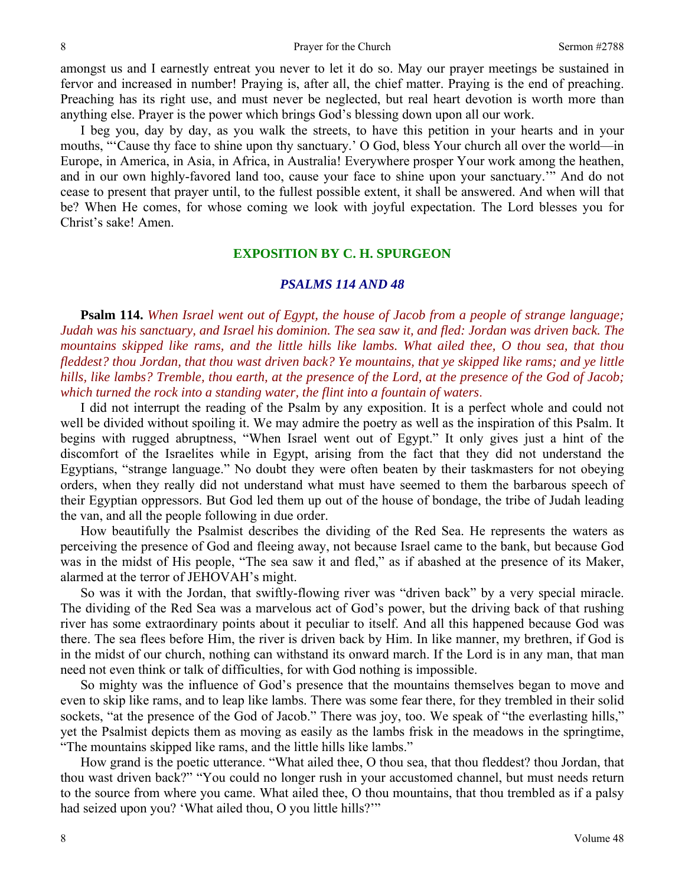amongst us and I earnestly entreat you never to let it do so. May our prayer meetings be sustained in fervor and increased in number! Praying is, after all, the chief matter. Praying is the end of preaching. Preaching has its right use, and must never be neglected, but real heart devotion is worth more than anything else. Prayer is the power which brings God's blessing down upon all our work.

I beg you, day by day, as you walk the streets, to have this petition in your hearts and in your mouths, "'Cause thy face to shine upon thy sanctuary.' O God, bless Your church all over the world—in Europe, in America, in Asia, in Africa, in Australia! Everywhere prosper Your work among the heathen, and in our own highly-favored land too, cause your face to shine upon your sanctuary.'" And do not cease to present that prayer until, to the fullest possible extent, it shall be answered. And when will that be? When He comes, for whose coming we look with joyful expectation. The Lord blesses you for Christ's sake! Amen.

## EXPOSITION BY C. H. SPURGEON

### *PSALMS 114 AND 48*

**Psalm 114.** *When Israel went out of Egypt, the house of Jacob from a people of strange language; Judah was his sanctuary, and Israel his dominion. The sea saw it, and fled: Jordan was driven back. The mountains skipped like rams, and the little hills like lambs. What ailed thee, O thou sea, that thou fleddest? thou Jordan, that thou wast driven back? Ye mountains, that ye skipped like rams; and ye little hills, like lambs? Tremble, thou earth, at the presence of the Lord, at the presence of the God of Jacob; which turned the rock into a standing water, the flint into a fountain of waters.*

I did not interrupt the reading of the Psalm by any exposition. It is a perfect whole and could not well be divided without spoiling it. We may admire the poetry as well as the inspiration of this Psalm. It begins with rugged abruptness, "When Israel went out of Egypt." It only gives just a hint of the discomfort of the Israelites while in Egypt, arising from the fact that they did not understand the Egyptians, "strange language." No doubt they were often beaten by their taskmasters for not obeying orders, when they really did not understand what must have seemed to them the barbarous speech of their Egyptian oppressors. But God led them up out of the house of bondage, the tribe of Judah leading the van, and all the people following in due order.

How beautifully the Psalmist describes the dividing of the Red Sea. He represents the waters as perceiving the presence of God and fleeing away, not because Israel came to the bank, but because God was in the midst of His people, "The sea saw it and fled," as if abashed at the presence of its Maker, alarmed at the terror of JEHOVAH's might.

So was it with the Jordan, that swiftly-flowing river was "driven back" by a very special miracle. The dividing of the Red Sea was a marvelous act of God's power, but the driving back of that rushing river has some extraordinary points about it peculiar to itself. And all this happened because God was there. The sea flees before Him, the river is driven back by Him. In like manner, my brethren, if God is in the midst of our church, nothing can withstand its onward march. If the Lord is in any man, that man need not even think or talk of difficulties, for with God nothing is impossible.

So mighty was the influence of God's presence that the mountains themselves began to move and even to skip like rams, and to leap like lambs. There was some fear there, for they trembled in their solid sockets, "at the presence of the God of Jacob." There was joy, too. We speak of "the everlasting hills," yet the Psalmist depicts them as moving as easily as the lambs frisk in the meadows in the springtime, "The mountains skipped like rams, and the little hills like lambs."

How grand is the poetic utterance. "What ailed thee, O thou sea, that thou fleddest? thou Jordan, that thou wast driven back?" "You could no longer rush in your accustomed channel, but must needs return to the source from where you came. What ailed thee, O thou mountains, that thou trembled as if a palsy had seized upon you? 'What ailed thou, O you little hills?'"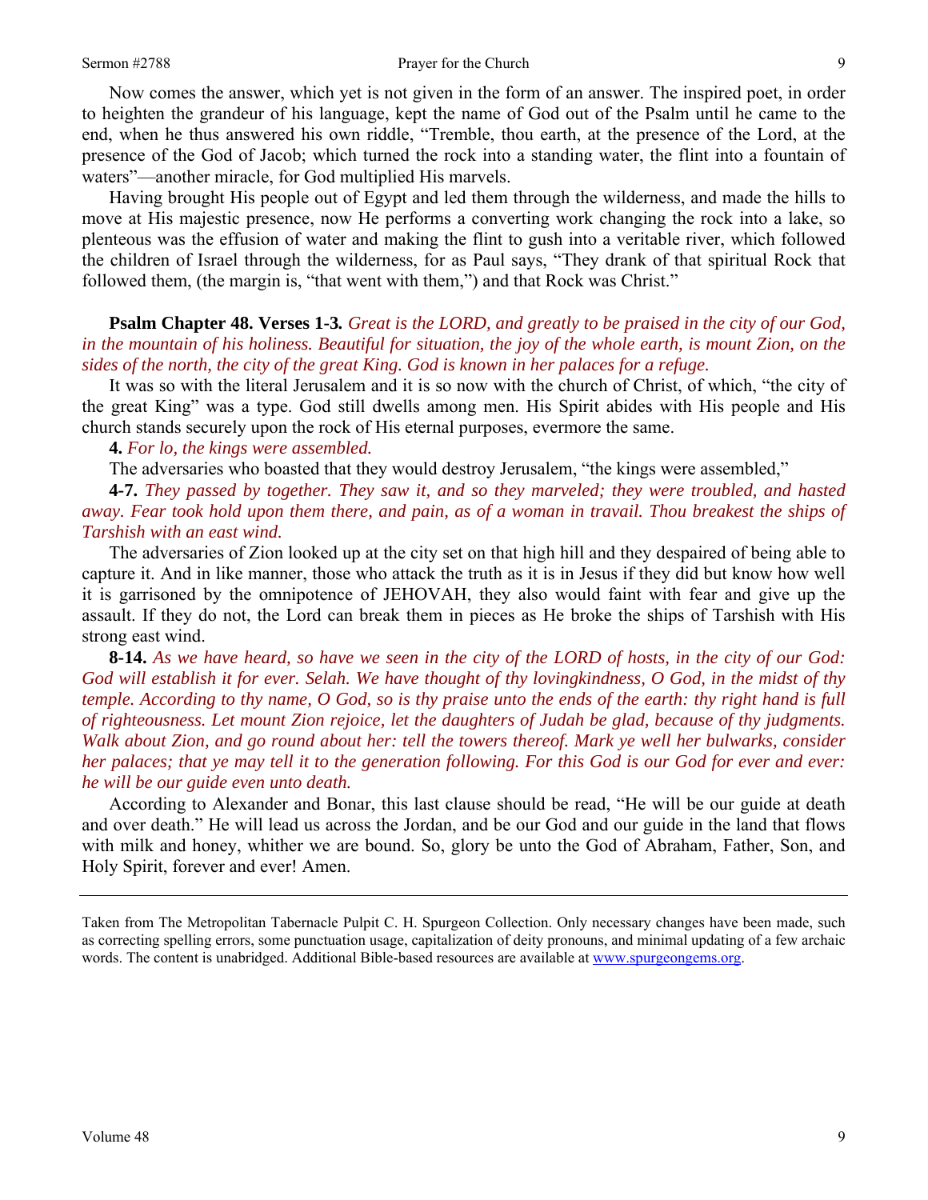Now comes the answer, which yet is not given in the form of an answer. The inspired poet, in order to heighten the grandeur of his language, kept the name of God out of the Psalm until he came to the end, when he thus answered his own riddle, "Tremble, thou earth, at the presence of the Lord, at the presence of the God of Jacob; which turned the rock into a standing water, the flint into a fountain of waters"—another miracle, for God multiplied His marvels.

Having brought His people out of Egypt and led them through the wilderness, and made the hills to move at His majestic presence, now He performs a converting work changing the rock into a lake, so plenteous was the effusion of water and making the flint to gush into a veritable river, which followed the children of Israel through the wilderness, for as Paul says, "They drank of that spiritual Rock that followed them, (the margin is, "that went with them,") and that Rock was Christ."

**Psalm Chapter 48. Verses 1-3.** *Great is the LORD, and greatly to be praised in the city of our God, in the mountain of his holiness. Beautiful for situation, the joy of the whole earth, is mount Zion, on the sides of the north, the city of the great King. God is known in her palaces for a refuge.*

It was so with the literal Jerusalem and it is so now with the church of Christ, of which, "the city of the great King" was a type. God still dwells among men. His Spirit abides with His people and His church stands securely upon the rock of His eternal purposes, evermore the same.

**4.** *For lo, the kings were assembled.*

The adversaries who boasted that they would destroy Jerusalem, "the kings were assembled,"

**4-7.** *They passed by together. They saw it, and so they marveled; they were troubled, and hasted away. Fear took hold upon them there, and pain, as of a woman in travail. Thou breakest the ships of Tarshish with an east wind.*

The adversaries of Zion looked up at the city set on that high hill and they despaired of being able to capture it. And in like manner, those who attack the truth as it is in Jesus if they did but know how well it is garrisoned by the omnipotence of JEHOVAH, they also would faint with fear and give up the assault. If they do not, the Lord can break them in pieces as He broke the ships of Tarshish with His strong east wind.

**8-14.** *As we have heard, so have we seen in the city of the LORD of hosts, in the city of our God: God will establish it for ever. Selah. We have thought of thy lovingkindness, O God, in the midst of thy temple. According to thy name, O God, so is thy praise unto the ends of the earth: thy right hand is full of righteousness. Let mount Zion rejoice, let the daughters of Judah be glad, because of thy judgments. Walk about Zion, and go round about her: tell the towers thereof. Mark ye well her bulwarks, consider her palaces; that ye may tell it to the generation following. For this God is our God for ever and ever: he will be our guide even unto death.*

According to Alexander and Bonar, this last clause should be read, "He will be our guide at death and over death." He will lead us across the Jordan, and be our God and our guide in the land that flows with milk and honey, whither we are bound. So, glory be unto the God of Abraham, Father, Son, and Holy Spirit, forever and ever! Amen.

---

Taken from The Metropolitan Tabernacle Pulpit C. H. Spurgeon Collection. Only necessary changes have been made, such as correcting spelling errors, some punctuation usage, capitalization of deity pronouns, and minimal updating of a few archaic words. The content is unabridged. Additional Bible-based resources are available at www.spurgeongems.org.